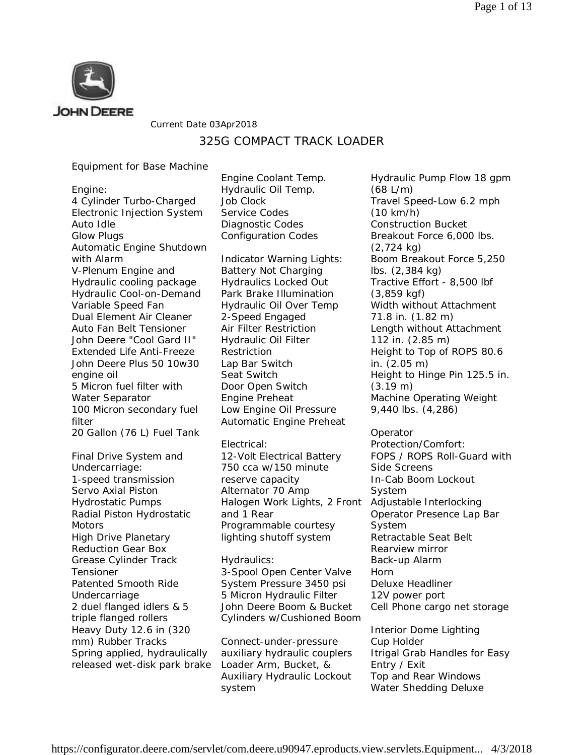JOHN DEERE

Current Date 03Apr2018

# 325G COMPACT TRACK LOADER

## Equipment for Base Machine

**Engine:**
4 Cylinder Turbo-Charged
Electronic Injection System
Auto Idle
Glow Plugs
Automatic Engine Shutdown with Alarm
V-Plenum Engine and Hydraulic cooling package
Hydraulic Cool-on-Demand Variable Speed Fan
Dual Element Air Cleaner
Auto Fan Belt Tensioner
John Deere "Cool Gard II" Extended Life Anti-Freeze
John Deere Plus 50 10w30 engine oil
5 Micron fuel filter with Water Separator
100 Micron secondary fuel filter
20 Gallon (76 L) Fuel Tank

**Final Drive System and Undercarriage:**
1-speed transmission
Servo Axial Piston Hydrostatic Pumps
Radial Piston Hydrostatic Motors
High Drive Planetary Reduction Gear Box
Grease Cylinder Track Tensioner
Patented Smooth Ride Undercarriage
2 duel flanged idlers & 5 triple flanged rollers
Heavy Duty 12.6 in (320 mm) Rubber Tracks
Spring applied, hydraulically released wet-disk park brake

Engine Coolant Temp.
Hydraulic Oil Temp.
Job Clock
Service Codes
Diagnostic Codes
Configuration Codes

**Indicator Warning Lights:**
Battery Not Charging
Hydraulics Locked Out
Park Brake Illumination
Hydraulic Oil Over Temp
2-Speed Engaged
Air Filter Restriction
Hydraulic Oil Filter Restriction
Lap Bar Switch
Seat Switch
Door Open Switch
Engine Preheat
Low Engine Oil Pressure
Automatic Engine Preheat

**Electrical:**
12-Volt Electrical Battery 750 cca w/150 minute reserve capacity
Alternator 70 Amp
Halogen Work Lights, 2 Front and 1 Rear
Programmable courtesy lighting shutoff system

**Hydraulics:**
3-Spool Open Center Valve
System Pressure 3450 psi
5 Micron Hydraulic Filter
John Deere Boom & Bucket Cylinders w/Cushioned Boom

Connect-under-pressure auxiliary hydraulic couplers
Loader Arm, Bucket, & Auxiliary Hydraulic Lockout system

Hydraulic Pump Flow 18 gpm (68 L/m)
Travel Speed-Low 6.2 mph (10 km/h)
Construction Bucket Breakout Force 6,000 lbs. (2,724 kg)
Boom Breakout Force 5,250 lbs. (2,384 kg)
Tractive Effort - 8,500 lbf (3,859 kgf)
Width without Attachment 71.8 in. (1.82 m)
Length without Attachment 112 in. (2.85 m)
Height to Top of ROPS 80.6 in. (2.05 m)
Height to Hinge Pin 125.5 in. (3.19 m)
Machine Operating Weight 9,440 lbs. (4,286)

**Operator Protection/Comfort:**
FOPS / ROPS Roll-Guard with Side Screens
In-Cab Boom Lockout System
Adjustable Interlocking Operator Presence Lap Bar System
Retractable Seat Belt
Rearview mirror
Back-up Alarm
Horn
Deluxe Headliner
12V power port
Cell Phone cargo net storage

Interior Dome Lighting
Cup Holder
Itrigal Grab Handles for Easy Entry / Exit
Top and Rear Windows
Water Shedding Deluxe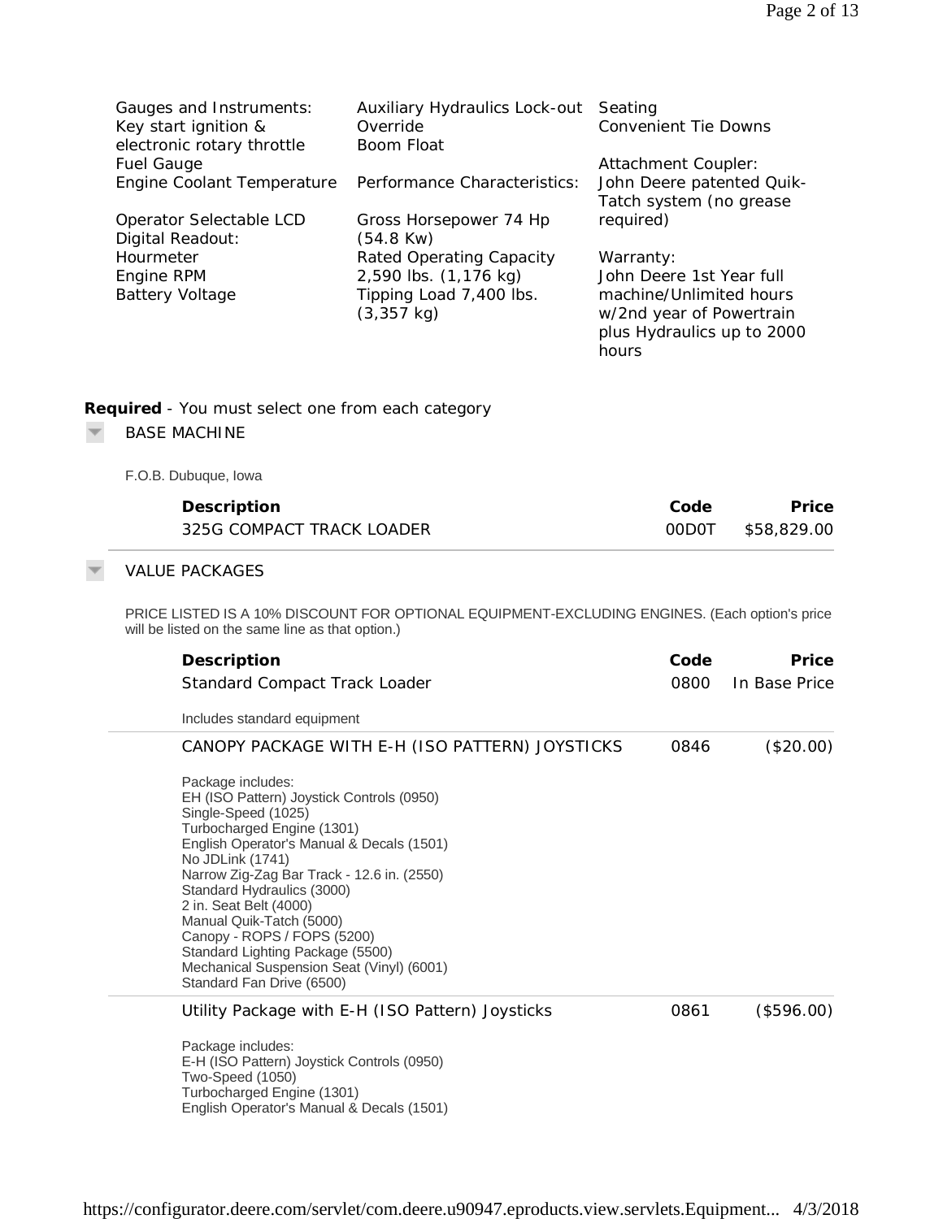Gauges and Instruments:
Key start ignition & electronic rotary throttle
Fuel Gauge
Engine Coolant Temperature

Operator Selectable LCD Digital Readout:
Hourmeter
Engine RPM
Battery Voltage

Auxiliary Hydraulics Lock-out Override
Boom Float

Performance Characteristics:

Gross Horsepower 74 Hp (54.8 Kw)
Rated Operating Capacity 2,590 lbs. (1,176 kg)
Tipping Load 7,400 lbs. (3,357 kg)

Seating
Convenient Tie Downs

Attachment Coupler:
John Deere patented Quik-Tatch system (no grease required)

Warranty:
John Deere 1st Year full machine/Unlimited hours w/2nd year of Powertrain plus Hydraulics up to 2000 hours

**Required** - You must select one from each category

## BASE MACHINE

F.O.B. Dubuque, Iowa

| Description | Code | Price |
|---|---|---|
| 325G COMPACT TRACK LOADER | 00D0T | $58,829.00 |

## VALUE PACKAGES

PRICE LISTED IS A 10% DISCOUNT FOR OPTIONAL EQUIPMENT-EXCLUDING ENGINES. (Each option's price will be listed on the same line as that option.)

| Description | Code | Price |
|---|---|---|
| Standard Compact Track Loader | 0800 | In Base Price |

Includes standard equipment

| Description | Code | Price |
|---|---|---|
| CANOPY PACKAGE WITH E-H (ISO PATTERN) JOYSTICKS | 0846 | ($20.00) |

Package includes:
EH (ISO Pattern) Joystick Controls (0950)
Single-Speed (1025)
Turbocharged Engine (1301)
English Operator's Manual & Decals (1501)
No JDLink (1741)
Narrow Zig-Zag Bar Track - 12.6 in. (2550)
Standard Hydraulics (3000)
2 in. Seat Belt (4000)
Manual Quik-Tatch (5000)
Canopy - ROPS / FOPS (5200)
Standard Lighting Package (5500)
Mechanical Suspension Seat (Vinyl) (6001)
Standard Fan Drive (6500)

| Description | Code | Price |
|---|---|---|
| Utility Package with E-H (ISO Pattern) Joysticks | 0861 | ($596.00) |

Package includes:
E-H (ISO Pattern) Joystick Controls (0950)
Two-Speed (1050)
Turbocharged Engine (1301)
English Operator's Manual & Decals (1501)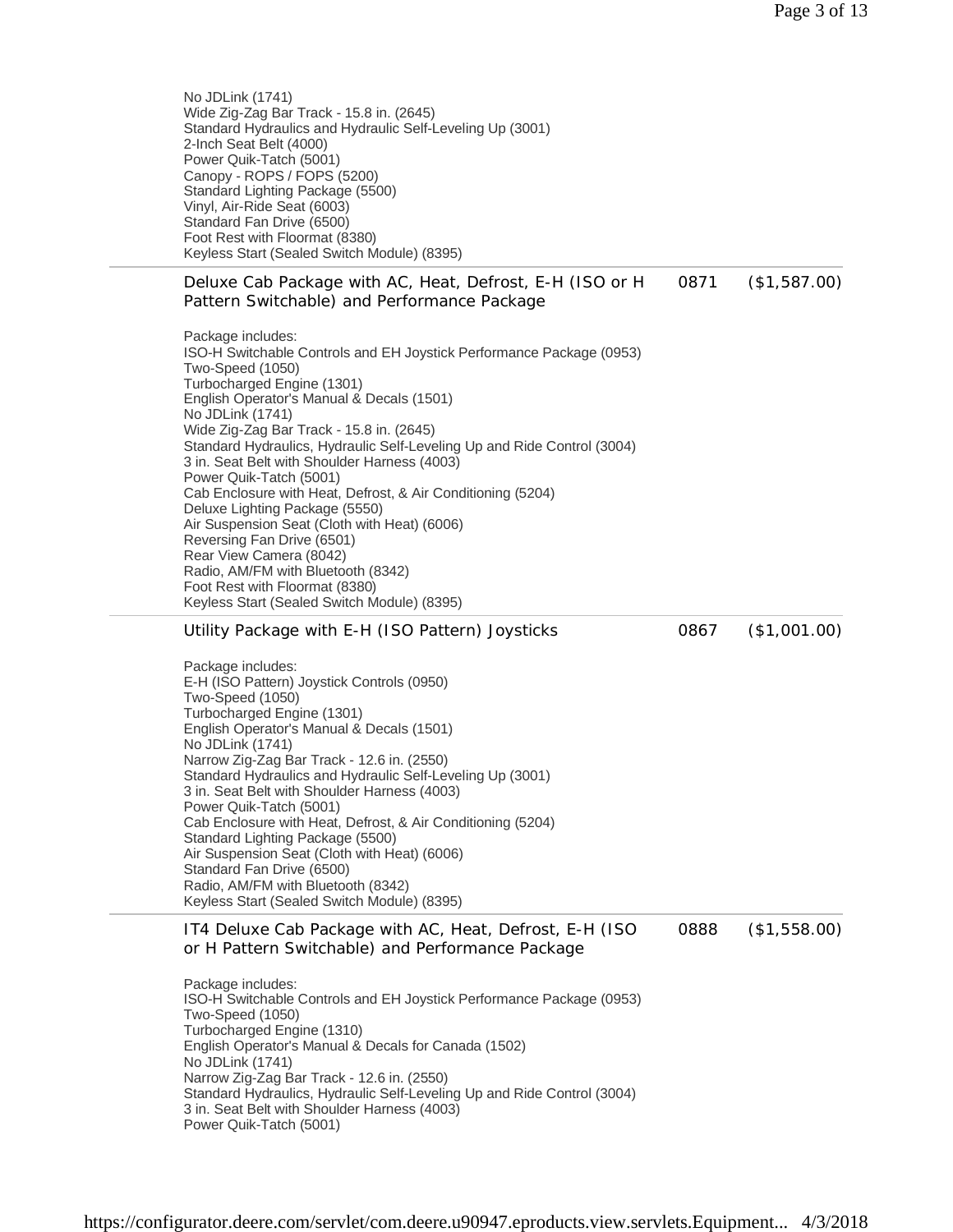No JDLink (1741)
Wide Zig-Zag Bar Track - 15.8 in. (2645)
Standard Hydraulics and Hydraulic Self-Leveling Up (3001)
2-Inch Seat Belt (4000)
Power Quik-Tatch (5001)
Canopy - ROPS / FOPS (5200)
Standard Lighting Package (5500)
Vinyl, Air-Ride Seat (6003)
Standard Fan Drive (6500)
Foot Rest with Floormat (8380)
Keyless Start (Sealed Switch Module) (8395)

---

**Deluxe Cab Package with AC, Heat, Defrost, E-H (ISO or H Pattern Switchable) and Performance Package** — 0871 — ($1,587.00)

Package includes:
ISO-H Switchable Controls and EH Joystick Performance Package (0953)
Two-Speed (1050)
Turbocharged Engine (1301)
English Operator's Manual & Decals (1501)
No JDLink (1741)
Wide Zig-Zag Bar Track - 15.8 in. (2645)
Standard Hydraulics, Hydraulic Self-Leveling Up and Ride Control (3004)
3 in. Seat Belt with Shoulder Harness (4003)
Power Quik-Tatch (5001)
Cab Enclosure with Heat, Defrost, & Air Conditioning (5204)
Deluxe Lighting Package (5550)
Air Suspension Seat (Cloth with Heat) (6006)
Reversing Fan Drive (6501)
Rear View Camera (8042)
Radio, AM/FM with Bluetooth (8342)
Foot Rest with Floormat (8380)
Keyless Start (Sealed Switch Module) (8395)

---

**Utility Package with E-H (ISO Pattern) Joysticks** — 0867 — ($1,001.00)

Package includes:
E-H (ISO Pattern) Joystick Controls (0950)
Two-Speed (1050)
Turbocharged Engine (1301)
English Operator's Manual & Decals (1501)
No JDLink (1741)
Narrow Zig-Zag Bar Track - 12.6 in. (2550)
Standard Hydraulics and Hydraulic Self-Leveling Up (3001)
3 in. Seat Belt with Shoulder Harness (4003)
Power Quik-Tatch (5001)
Cab Enclosure with Heat, Defrost, & Air Conditioning (5204)
Standard Lighting Package (5500)
Air Suspension Seat (Cloth with Heat) (6006)
Standard Fan Drive (6500)
Radio, AM/FM with Bluetooth (8342)
Keyless Start (Sealed Switch Module) (8395)

---

**IT4 Deluxe Cab Package with AC, Heat, Defrost, E-H (ISO or H Pattern Switchable) and Performance Package** — 0888 — ($1,558.00)

Package includes:
ISO-H Switchable Controls and EH Joystick Performance Package (0953)
Two-Speed (1050)
Turbocharged Engine (1310)
English Operator's Manual & Decals for Canada (1502)
No JDLink (1741)
Narrow Zig-Zag Bar Track - 12.6 in. (2550)
Standard Hydraulics, Hydraulic Self-Leveling Up and Ride Control (3004)
3 in. Seat Belt with Shoulder Harness (4003)
Power Quik-Tatch (5001)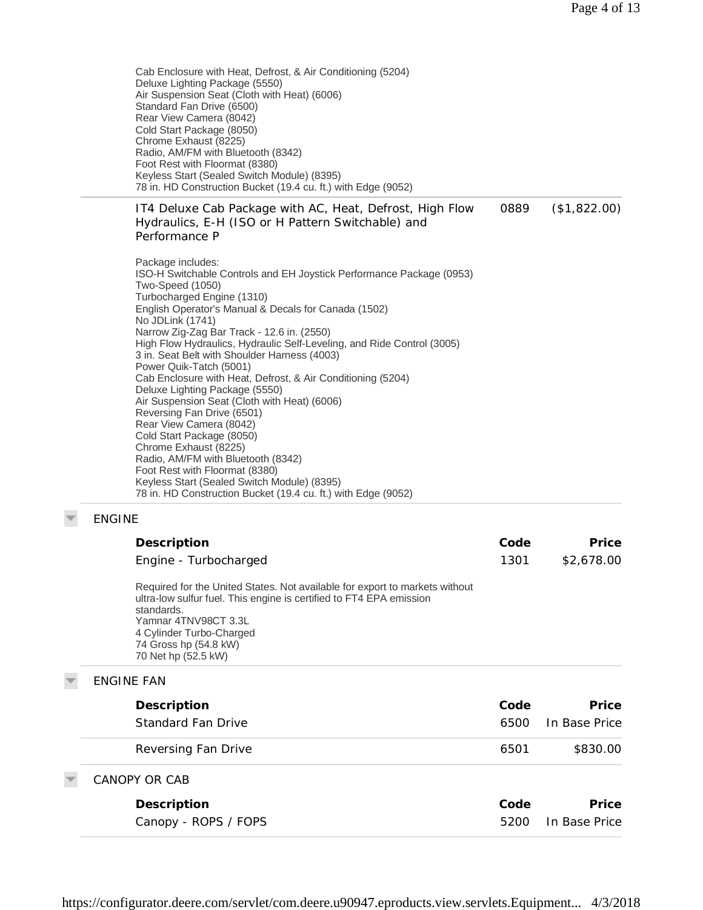Cab Enclosure with Heat, Defrost, & Air Conditioning (5204)
Deluxe Lighting Package (5550)
Air Suspension Seat (Cloth with Heat) (6006)
Standard Fan Drive (6500)
Rear View Camera (8042)
Cold Start Package (8050)
Chrome Exhaust (8225)
Radio, AM/FM with Bluetooth (8342)
Foot Rest with Floormat (8380)
Keyless Start (Sealed Switch Module) (8395)
78 in. HD Construction Bucket (19.4 cu. ft.) with Edge (9052)

| IT4 Deluxe Cab Package with AC, Heat, Defrost, High Flow Hydraulics, E-H (ISO or H Pattern Switchable) and Performance P | 0889 | ($1,822.00) |
|---|---|---|

Package includes:
ISO-H Switchable Controls and EH Joystick Performance Package (0953)
Two-Speed (1050)
Turbocharged Engine (1310)
English Operator's Manual & Decals for Canada (1502)
No JDLink (1741)
Narrow Zig-Zag Bar Track - 12.6 in. (2550)
High Flow Hydraulics, Hydraulic Self-Leveling, and Ride Control (3005)
3 in. Seat Belt with Shoulder Harness (4003)
Power Quik-Tatch (5001)
Cab Enclosure with Heat, Defrost, & Air Conditioning (5204)
Deluxe Lighting Package (5550)
Air Suspension Seat (Cloth with Heat) (6006)
Reversing Fan Drive (6501)
Rear View Camera (8042)
Cold Start Package (8050)
Chrome Exhaust (8225)
Radio, AM/FM with Bluetooth (8342)
Foot Rest with Floormat (8380)
Keyless Start (Sealed Switch Module) (8395)
78 in. HD Construction Bucket (19.4 cu. ft.) with Edge (9052)

## ENGINE

| Description | Code | Price |
|---|---|---|
| Engine - Turbocharged | 1301 | $2,678.00 |

Required for the United States. Not available for export to markets without ultra-low sulfur fuel. This engine is certified to FT4 EPA emission standards.
Yamnar 4TNV98CT 3.3L
4 Cylinder Turbo-Charged
74 Gross hp (54.8 kW)
70 Net hp (52.5 kW)

## ENGINE FAN

| Description | Code | Price |
|---|---|---|
| Standard Fan Drive | 6500 | In Base Price |
| Reversing Fan Drive | 6501 | $830.00 |

## CANOPY OR CAB

| Description | Code | Price |
|---|---|---|
| Canopy - ROPS / FOPS | 5200 | In Base Price |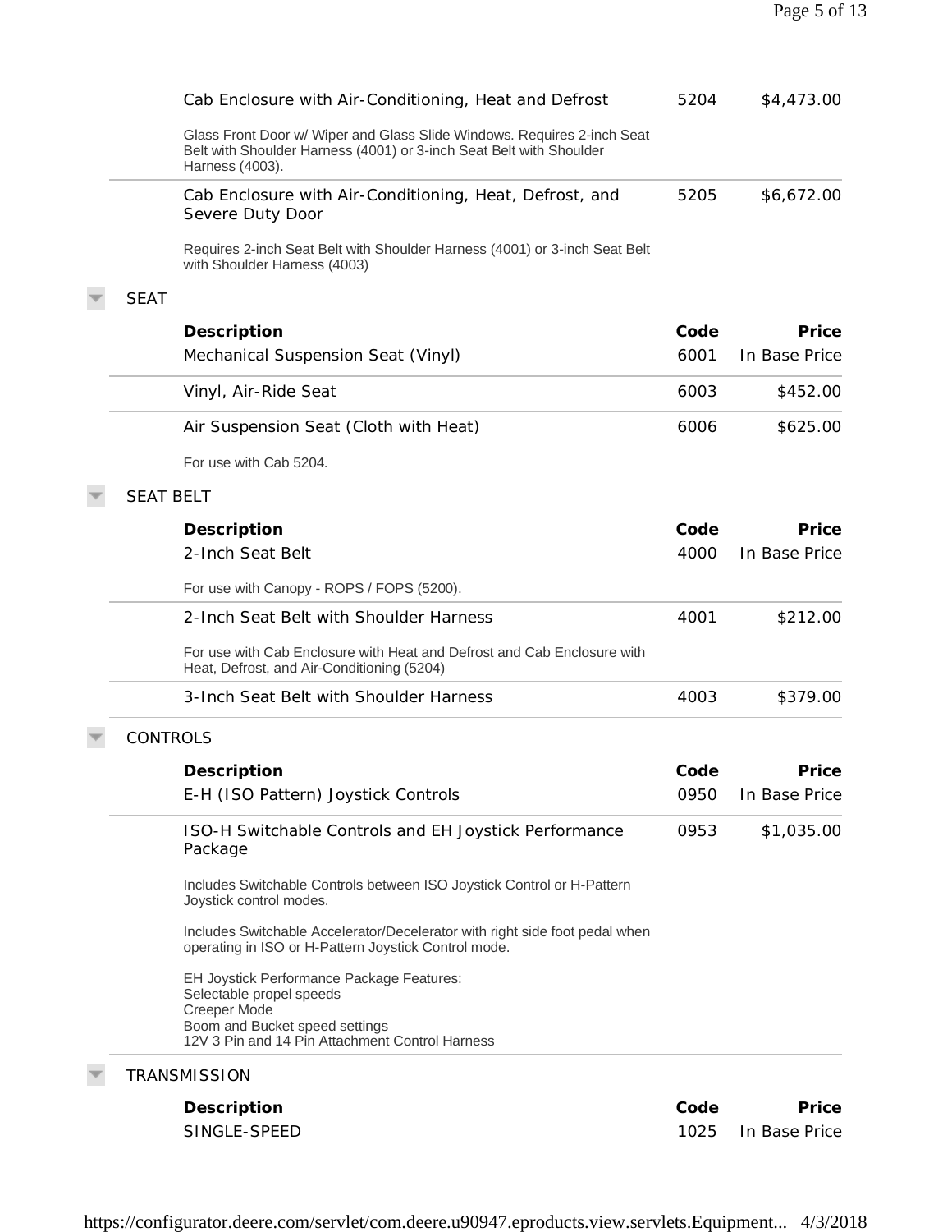| Description | Code | Price |
| --- | --- | --- |
| Cab Enclosure with Air-Conditioning, Heat and Defrost<br>Glass Front Door w/ Wiper and Glass Slide Windows. Requires 2-inch Seat Belt with Shoulder Harness (4001) or 3-inch Seat Belt with Shoulder Harness (4003). | 5204 | $4,473.00 |
| Cab Enclosure with Air-Conditioning, Heat, Defrost, and Severe Duty Door<br>Requires 2-inch Seat Belt with Shoulder Harness (4001) or 3-inch Seat Belt with Shoulder Harness (4003) | 5205 | $6,672.00 |

## SEAT

| Description | Code | Price |
| --- | --- | --- |
| Mechanical Suspension Seat (Vinyl) | 6001 | In Base Price |
| Vinyl, Air-Ride Seat | 6003 | $452.00 |
| Air Suspension Seat (Cloth with Heat)<br>For use with Cab 5204. | 6006 | $625.00 |

## SEAT BELT

| Description | Code | Price |
| --- | --- | --- |
| 2-Inch Seat Belt<br>For use with Canopy - ROPS / FOPS (5200). | 4000 | In Base Price |
| 2-Inch Seat Belt with Shoulder Harness<br>For use with Cab Enclosure with Heat and Defrost and Cab Enclosure with Heat, Defrost, and Air-Conditioning (5204) | 4001 | $212.00 |
| 3-Inch Seat Belt with Shoulder Harness | 4003 | $379.00 |

## CONTROLS

| Description | Code | Price |
| --- | --- | --- |
| E-H (ISO Pattern) Joystick Controls | 0950 | In Base Price |
| ISO-H Switchable Controls and EH Joystick Performance Package<br>Includes Switchable Controls between ISO Joystick Control or H-Pattern Joystick control modes.<br>Includes Switchable Accelerator/Decelerator with right side foot pedal when operating in ISO or H-Pattern Joystick Control mode.<br>EH Joystick Performance Package Features:<br>Selectable propel speeds<br>Creeper Mode<br>Boom and Bucket speed settings<br>12V 3 Pin and 14 Pin Attachment Control Harness | 0953 | $1,035.00 |

## TRANSMISSION

| Description | Code | Price |
| --- | --- | --- |
| SINGLE-SPEED | 1025 | In Base Price |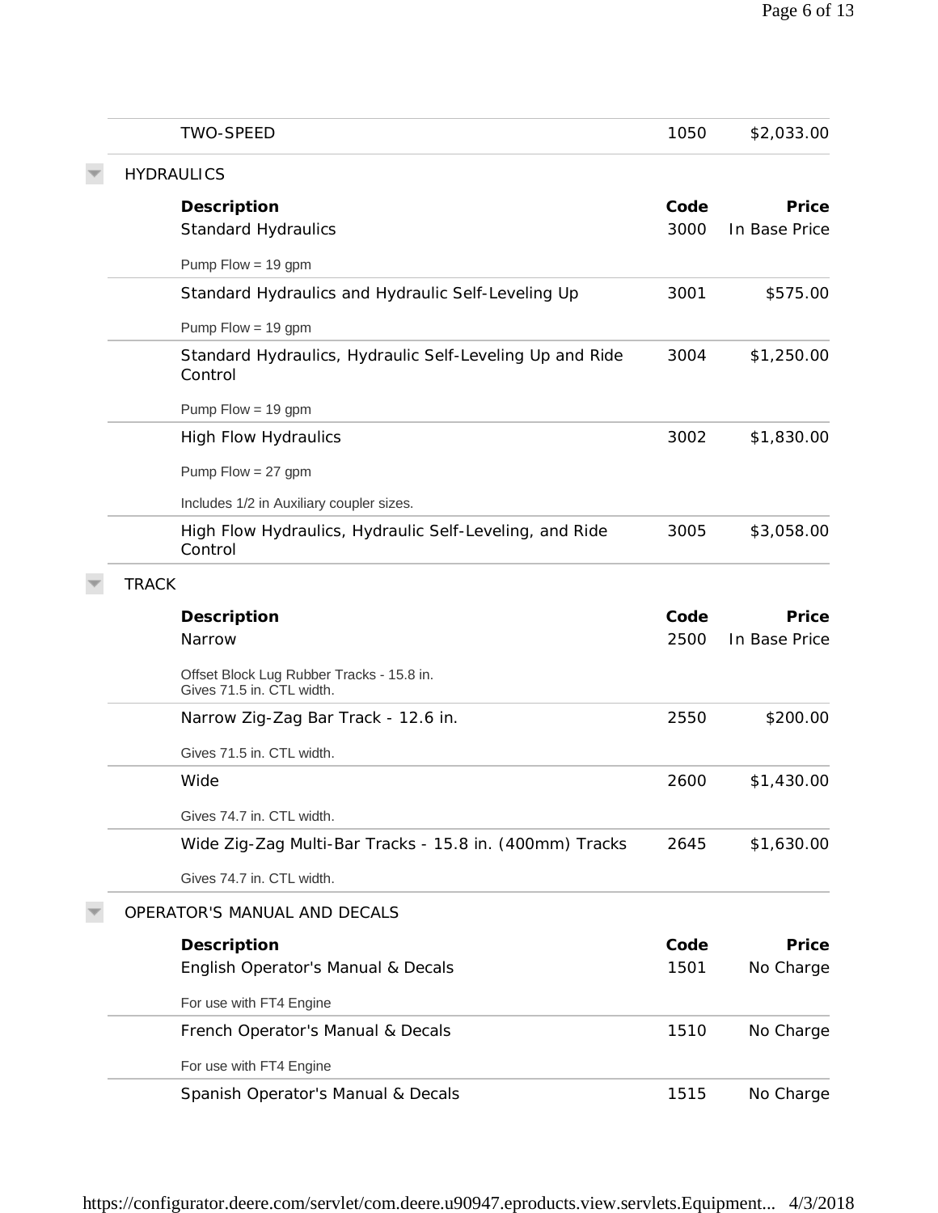| | Code | Price |
|---|---|---|
| TWO-SPEED | 1050 | $2,033.00 |

## HYDRAULICS

| Description | Code | Price |
|---|---|---|
| Standard Hydraulics<br>Pump Flow = 19 gpm | 3000 | In Base Price |
| Standard Hydraulics and Hydraulic Self-Leveling Up<br>Pump Flow = 19 gpm | 3001 | $575.00 |
| Standard Hydraulics, Hydraulic Self-Leveling Up and Ride Control<br>Pump Flow = 19 gpm | 3004 | $1,250.00 |
| High Flow Hydraulics<br>Pump Flow = 27 gpm<br>Includes 1/2 in Auxiliary coupler sizes. | 3002 | $1,830.00 |
| High Flow Hydraulics, Hydraulic Self-Leveling, and Ride Control | 3005 | $3,058.00 |

## TRACK

| Description | Code | Price |
|---|---|---|
| Narrow<br>Offset Block Lug Rubber Tracks - 15.8 in. Gives 71.5 in. CTL width. | 2500 | In Base Price |
| Narrow Zig-Zag Bar Track - 12.6 in.<br>Gives 71.5 in. CTL width. | 2550 | $200.00 |
| Wide<br>Gives 74.7 in. CTL width. | 2600 | $1,430.00 |
| Wide Zig-Zag Multi-Bar Tracks - 15.8 in. (400mm) Tracks<br>Gives 74.7 in. CTL width. | 2645 | $1,630.00 |

## OPERATOR'S MANUAL AND DECALS

| Description | Code | Price |
|---|---|---|
| English Operator's Manual & Decals<br>For use with FT4 Engine | 1501 | No Charge |
| French Operator's Manual & Decals<br>For use with FT4 Engine | 1510 | No Charge |
| Spanish Operator's Manual & Decals | 1515 | No Charge |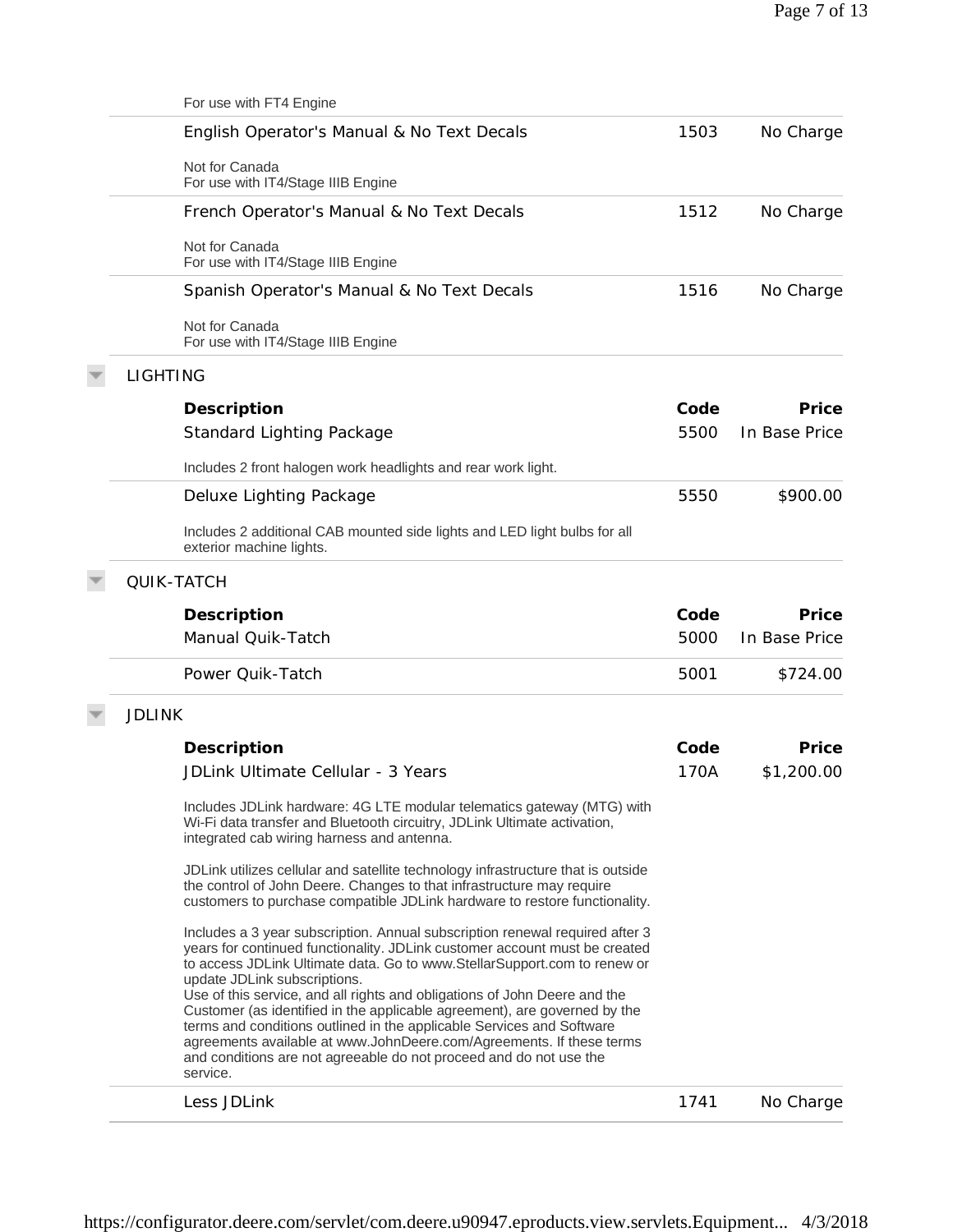For use with FT4 Engine

| | | |
|---|---|---|
| English Operator's Manual & No Text Decals<br>Not for Canada<br>For use with IT4/Stage IIIB Engine | 1503 | No Charge |
| French Operator's Manual & No Text Decals<br>Not for Canada<br>For use with IT4/Stage IIIB Engine | 1512 | No Charge |
| Spanish Operator's Manual & No Text Decals<br>Not for Canada<br>For use with IT4/Stage IIIB Engine | 1516 | No Charge |

## LIGHTING

| **Description** | **Code** | **Price** |
|---|---|---|
| Standard Lighting Package<br>Includes 2 front halogen work headlights and rear work light. | 5500 | In Base Price |
| Deluxe Lighting Package<br>Includes 2 additional CAB mounted side lights and LED light bulbs for all exterior machine lights. | 5550 | $900.00 |

## QUIK-TATCH

| **Description** | **Code** | **Price** |
|---|---|---|
| Manual Quik-Tatch | 5000 | In Base Price |
| Power Quik-Tatch | 5001 | $724.00 |

## JDLINK

| **Description** | **Code** | **Price** |
|---|---|---|
| JDLink Ultimate Cellular - 3 Years<br>Includes JDLink hardware: 4G LTE modular telematics gateway (MTG) with Wi-Fi data transfer and Bluetooth circuitry, JDLink Ultimate activation, integrated cab wiring harness and antenna.<br>JDLink utilizes cellular and satellite technology infrastructure that is outside the control of John Deere. Changes to that infrastructure may require customers to purchase compatible JDLink hardware to restore functionality.<br>Includes a 3 year subscription. Annual subscription renewal required after 3 years for continued functionality. JDLink customer account must be created to access JDLink Ultimate data. Go to www.StellarSupport.com to renew or update JDLink subscriptions.<br>Use of this service, and all rights and obligations of John Deere and the Customer (as identified in the applicable agreement), are governed by the terms and conditions outlined in the applicable Services and Software agreements available at www.JohnDeere.com/Agreements. If these terms and conditions are not agreeable do not proceed and do not use the service. | 170A | $1,200.00 |
| Less JDLink | 1741 | No Charge |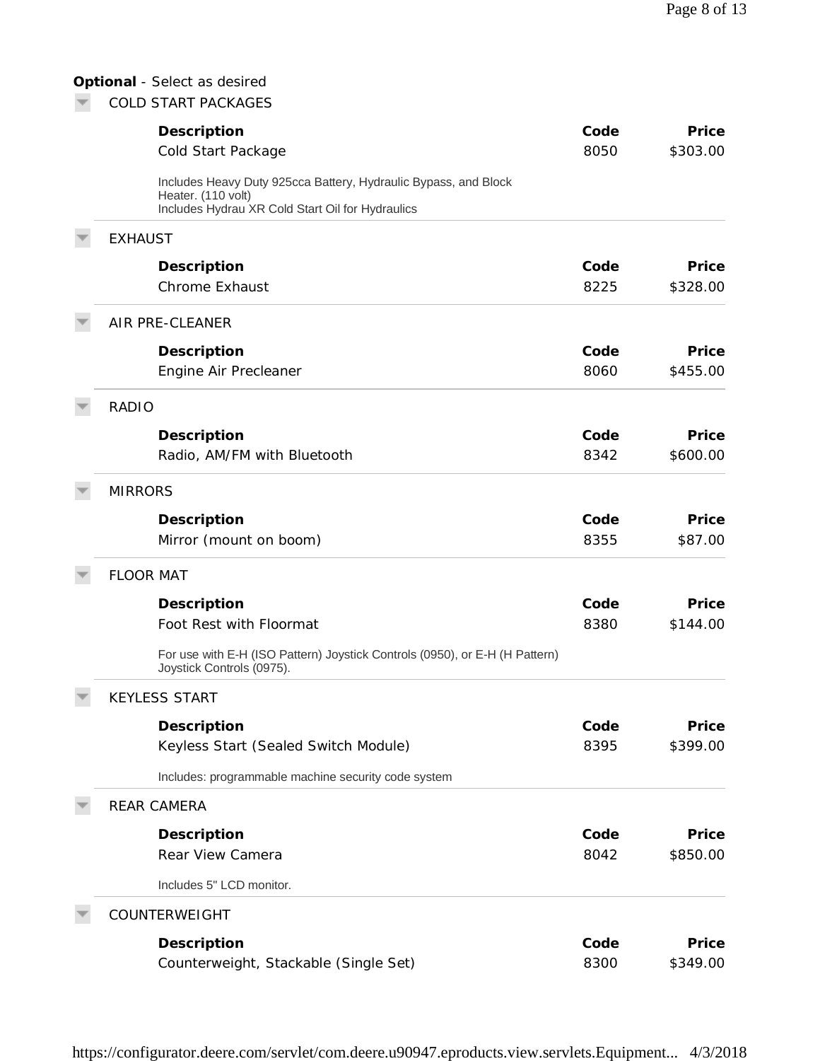**Optional** - Select as desired

### COLD START PACKAGES

| Description | Code | Price |
|---|---|---|
| Cold Start Package | 8050 | $303.00 |

Includes Heavy Duty 925cca Battery, Hydraulic Bypass, and Block Heater. (110 volt)
Includes Hydrau XR Cold Start Oil for Hydraulics

### EXHAUST

| Description | Code | Price |
|---|---|---|
| Chrome Exhaust | 8225 | $328.00 |

### AIR PRE-CLEANER

| Description | Code | Price |
|---|---|---|
| Engine Air Precleaner | 8060 | $455.00 |

### RADIO

| Description | Code | Price |
|---|---|---|
| Radio, AM/FM with Bluetooth | 8342 | $600.00 |

### MIRRORS

| Description | Code | Price |
|---|---|---|
| Mirror (mount on boom) | 8355 | $87.00 |

### FLOOR MAT

| Description | Code | Price |
|---|---|---|
| Foot Rest with Floormat | 8380 | $144.00 |

For use with E-H (ISO Pattern) Joystick Controls (0950), or E-H (H Pattern) Joystick Controls (0975).

### KEYLESS START

| Description | Code | Price |
|---|---|---|
| Keyless Start (Sealed Switch Module) | 8395 | $399.00 |

Includes: programmable machine security code system

### REAR CAMERA

| Description | Code | Price |
|---|---|---|
| Rear View Camera | 8042 | $850.00 |

Includes 5" LCD monitor.

### COUNTERWEIGHT

| Description | Code | Price |
|---|---|---|
| Counterweight, Stackable (Single Set) | 8300 | $349.00 |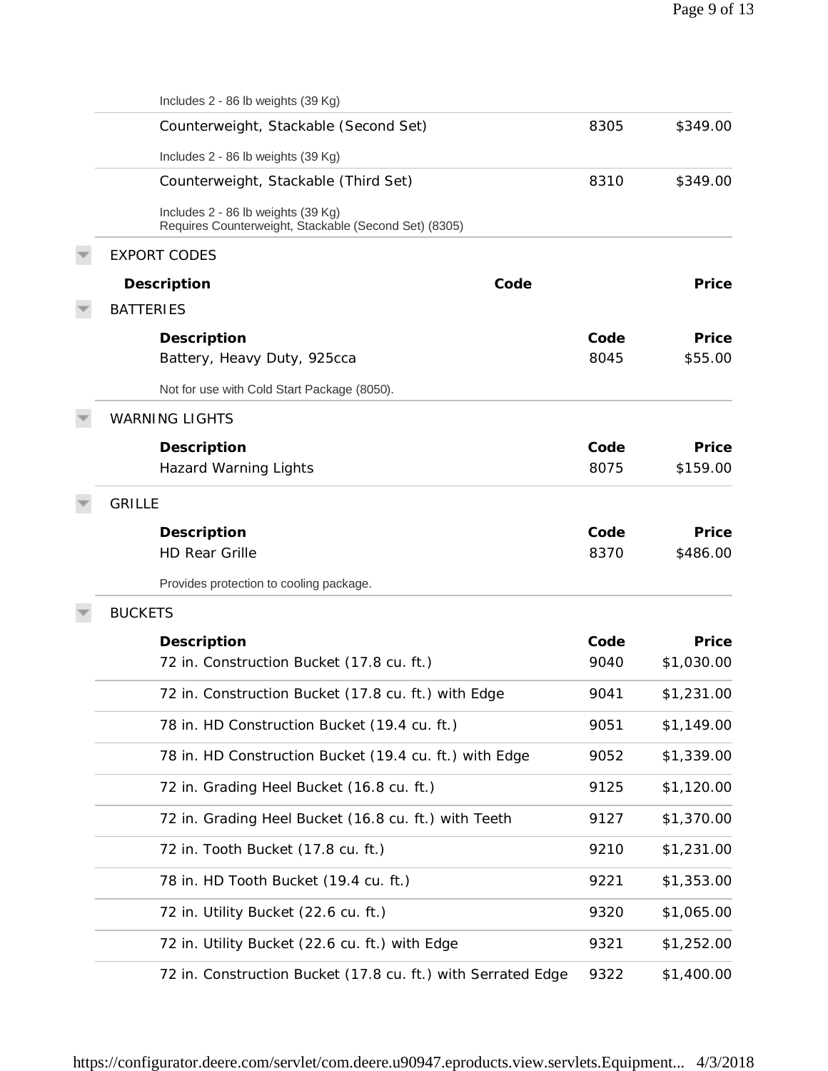Includes 2 - 86 lb weights (39 Kg)

| Description | Code | Price |
| --- | --- | --- |
| Counterweight, Stackable (Second Set) | 8305 | $349.00 |

Includes 2 - 86 lb weights (39 Kg)

| Description | Code | Price |
| --- | --- | --- |
| Counterweight, Stackable (Third Set) | 8310 | $349.00 |

Includes 2 - 86 lb weights (39 Kg)
Requires Counterweight, Stackable (Second Set) (8305)

## EXPORT CODES

| Description | Code | Price |
| --- | --- | --- |

### BATTERIES

| Description | Code | Price |
| --- | --- | --- |
| Battery, Heavy Duty, 925cca | 8045 | $55.00 |

Not for use with Cold Start Package (8050).

### WARNING LIGHTS

| Description | Code | Price |
| --- | --- | --- |
| Hazard Warning Lights | 8075 | $159.00 |

### GRILLE

| Description | Code | Price |
| --- | --- | --- |
| HD Rear Grille | 8370 | $486.00 |

Provides protection to cooling package.

### BUCKETS

| Description | Code | Price |
| --- | --- | --- |
| 72 in. Construction Bucket (17.8 cu. ft.) | 9040 | $1,030.00 |
| 72 in. Construction Bucket (17.8 cu. ft.) with Edge | 9041 | $1,231.00 |
| 78 in. HD Construction Bucket (19.4 cu. ft.) | 9051 | $1,149.00 |
| 78 in. HD Construction Bucket (19.4 cu. ft.) with Edge | 9052 | $1,339.00 |
| 72 in. Grading Heel Bucket (16.8 cu. ft.) | 9125 | $1,120.00 |
| 72 in. Grading Heel Bucket (16.8 cu. ft.) with Teeth | 9127 | $1,370.00 |
| 72 in. Tooth Bucket (17.8 cu. ft.) | 9210 | $1,231.00 |
| 78 in. HD Tooth Bucket (19.4 cu. ft.) | 9221 | $1,353.00 |
| 72 in. Utility Bucket (22.6 cu. ft.) | 9320 | $1,065.00 |
| 72 in. Utility Bucket (22.6 cu. ft.) with Edge | 9321 | $1,252.00 |
| 72 in. Construction Bucket (17.8 cu. ft.) with Serrated Edge | 9322 | $1,400.00 |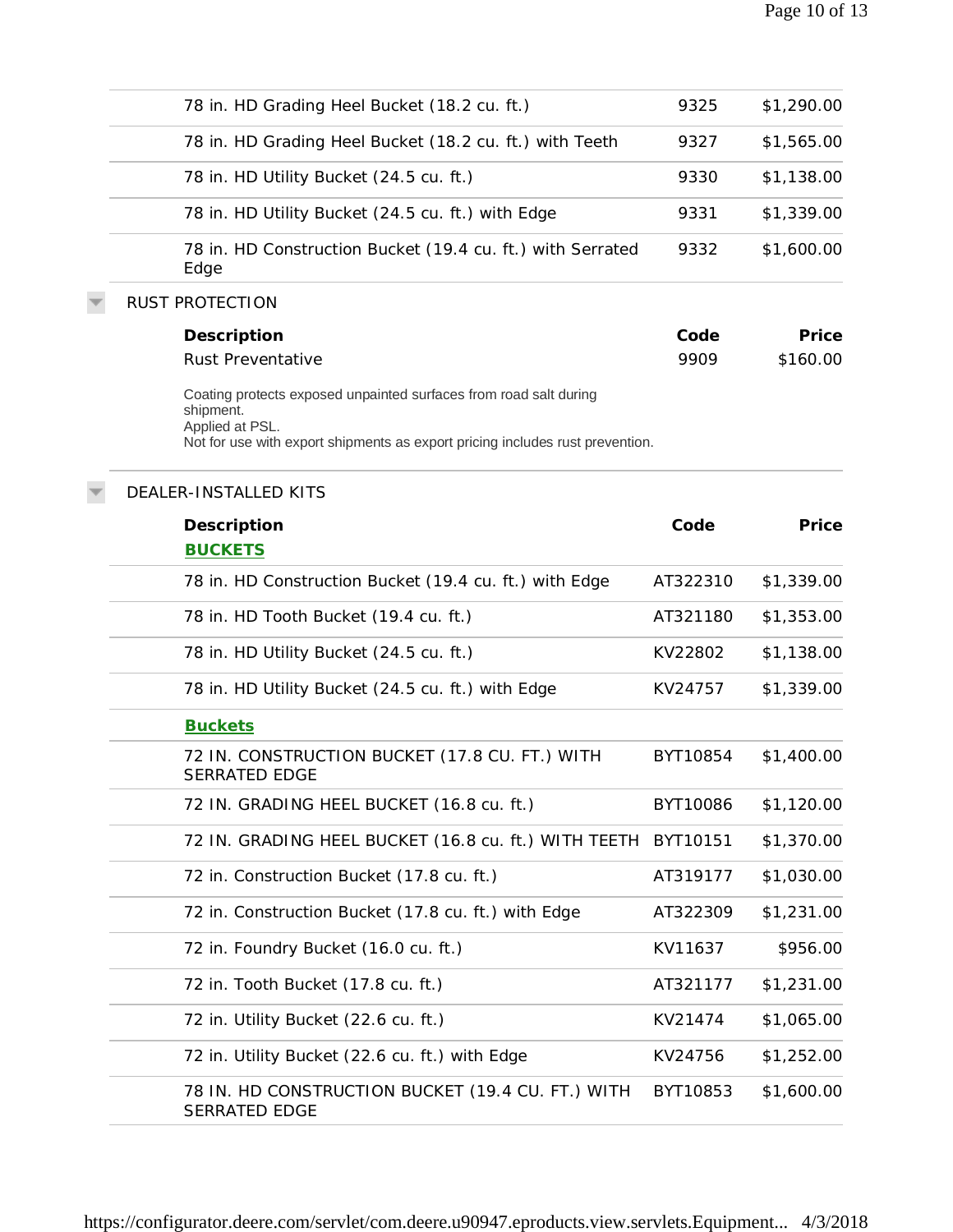| Description | Code | Price |
|---|---|---|
| 78 in. HD Grading Heel Bucket (18.2 cu. ft.) | 9325 | $1,290.00 |
| 78 in. HD Grading Heel Bucket (18.2 cu. ft.) with Teeth | 9327 | $1,565.00 |
| 78 in. HD Utility Bucket (24.5 cu. ft.) | 9330 | $1,138.00 |
| 78 in. HD Utility Bucket (24.5 cu. ft.) with Edge | 9331 | $1,339.00 |
| 78 in. HD Construction Bucket (19.4 cu. ft.) with Serrated Edge | 9332 | $1,600.00 |

## RUST PROTECTION

| **Description** | **Code** | **Price** |
|---|---|---|
| Rust Preventative | 9909 | $160.00 |

Coating protects exposed unpainted surfaces from road salt during shipment.
Applied at PSL.
Not for use with export shipments as export pricing includes rust prevention.

## DEALER-INSTALLED KITS

| **Description** | **Code** | **Price** |
|---|---|---|
| **BUCKETS** | | |
| 78 in. HD Construction Bucket (19.4 cu. ft.) with Edge | AT322310 | $1,339.00 |
| 78 in. HD Tooth Bucket (19.4 cu. ft.) | AT321180 | $1,353.00 |
| 78 in. HD Utility Bucket (24.5 cu. ft.) | KV22802 | $1,138.00 |
| 78 in. HD Utility Bucket (24.5 cu. ft.) with Edge | KV24757 | $1,339.00 |
| **Buckets** | | |
| 72 IN. CONSTRUCTION BUCKET (17.8 CU. FT.) WITH SERRATED EDGE | BYT10854 | $1,400.00 |
| 72 IN. GRADING HEEL BUCKET (16.8 cu. ft.) | BYT10086 | $1,120.00 |
| 72 IN. GRADING HEEL BUCKET (16.8 cu. ft.) WITH TEETH | BYT10151 | $1,370.00 |
| 72 in. Construction Bucket (17.8 cu. ft.) | AT319177 | $1,030.00 |
| 72 in. Construction Bucket (17.8 cu. ft.) with Edge | AT322309 | $1,231.00 |
| 72 in. Foundry Bucket (16.0 cu. ft.) | KV11637 | $956.00 |
| 72 in. Tooth Bucket (17.8 cu. ft.) | AT321177 | $1,231.00 |
| 72 in. Utility Bucket (22.6 cu. ft.) | KV21474 | $1,065.00 |
| 72 in. Utility Bucket (22.6 cu. ft.) with Edge | KV24756 | $1,252.00 |
| 78 IN. HD CONSTRUCTION BUCKET (19.4 CU. FT.) WITH SERRATED EDGE | BYT10853 | $1,600.00 |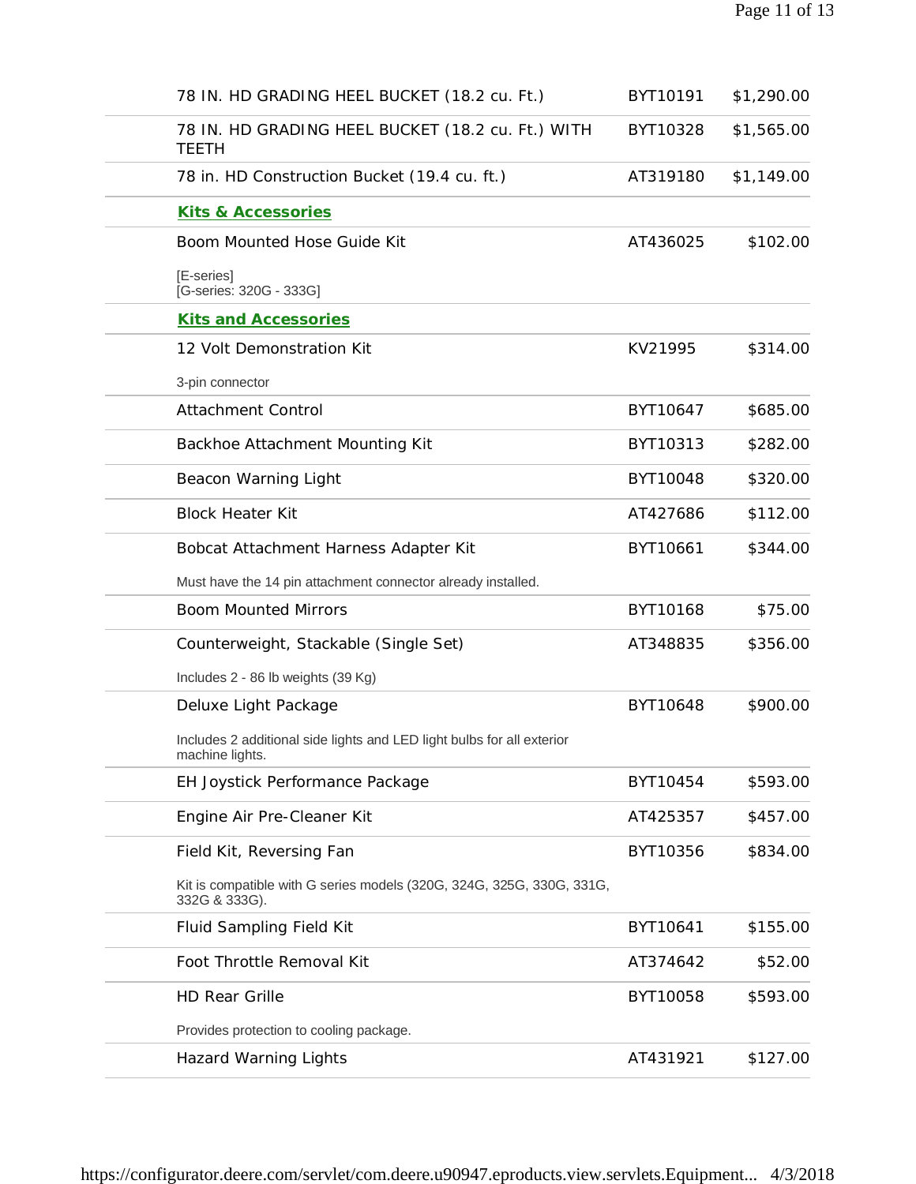| | | |
|---|---|---|
| 78 IN. HD GRADING HEEL BUCKET (18.2 cu. Ft.) | BYT10191 | $1,290.00 |
| 78 IN. HD GRADING HEEL BUCKET (18.2 cu. Ft.) WITH TEETH | BYT10328 | $1,565.00 |
| 78 in. HD Construction Bucket (19.4 cu. ft.) | AT319180 | $1,149.00 |

**Kits & Accessories**

| | | |
|---|---|---|
| Boom Mounted Hose Guide Kit<br>[E-series]<br>[G-series: 320G - 333G] | AT436025 | $102.00 |

**Kits and Accessories**

| | | |
|---|---|---|
| 12 Volt Demonstration Kit<br>3-pin connector | KV21995 | $314.00 |
| Attachment Control | BYT10647 | $685.00 |
| Backhoe Attachment Mounting Kit | BYT10313 | $282.00 |
| Beacon Warning Light | BYT10048 | $320.00 |
| Block Heater Kit | AT427686 | $112.00 |
| Bobcat Attachment Harness Adapter Kit<br>Must have the 14 pin attachment connector already installed. | BYT10661 | $344.00 |
| Boom Mounted Mirrors | BYT10168 | $75.00 |
| Counterweight, Stackable (Single Set)<br>Includes 2 - 86 lb weights (39 Kg) | AT348835 | $356.00 |
| Deluxe Light Package<br>Includes 2 additional side lights and LED light bulbs for all exterior machine lights. | BYT10648 | $900.00 |
| EH Joystick Performance Package | BYT10454 | $593.00 |
| Engine Air Pre-Cleaner Kit | AT425357 | $457.00 |
| Field Kit, Reversing Fan<br>Kit is compatible with G series models (320G, 324G, 325G, 330G, 331G, 332G & 333G). | BYT10356 | $834.00 |
| Fluid Sampling Field Kit | BYT10641 | $155.00 |
| Foot Throttle Removal Kit | AT374642 | $52.00 |
| HD Rear Grille<br>Provides protection to cooling package. | BYT10058 | $593.00 |
| Hazard Warning Lights | AT431921 | $127.00 |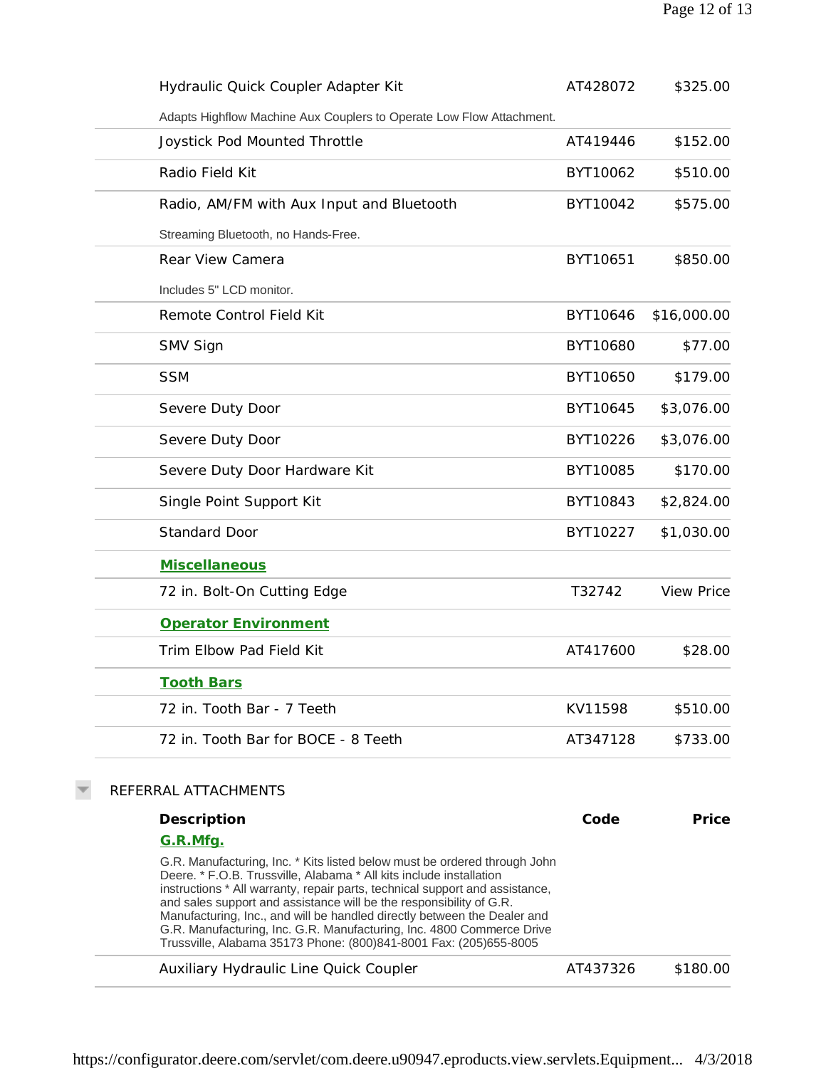| Description | Code | Price |
|---|---|---|
| Hydraulic Quick Coupler Adapter Kit | AT428072 | $325.00 |
| Adapts Highflow Machine Aux Couplers to Operate Low Flow Attachment. | | |
| Joystick Pod Mounted Throttle | AT419446 | $152.00 |
| Radio Field Kit | BYT10062 | $510.00 |
| Radio, AM/FM with Aux Input and Bluetooth | BYT10042 | $575.00 |
| Streaming Bluetooth, no Hands-Free. | | |
| Rear View Camera | BYT10651 | $850.00 |
| Includes 5" LCD monitor. | | |
| Remote Control Field Kit | BYT10646 | $16,000.00 |
| SMV Sign | BYT10680 | $77.00 |
| SSM | BYT10650 | $179.00 |
| Severe Duty Door | BYT10645 | $3,076.00 |
| Severe Duty Door | BYT10226 | $3,076.00 |
| Severe Duty Door Hardware Kit | BYT10085 | $170.00 |
| Single Point Support Kit | BYT10843 | $2,824.00 |
| Standard Door | BYT10227 | $1,030.00 |
| **Miscellaneous** | | |
| 72 in. Bolt-On Cutting Edge | T32742 | View Price |
| **Operator Environment** | | |
| Trim Elbow Pad Field Kit | AT417600 | $28.00 |
| **Tooth Bars** | | |
| 72 in. Tooth Bar - 7 Teeth | KV11598 | $510.00 |
| 72 in. Tooth Bar for BOCE - 8 Teeth | AT347128 | $733.00 |

## REFERRAL ATTACHMENTS

| Description | Code | Price |
|---|---|---|
| **G.R.Mfg.** | | |
| G.R. Manufacturing, Inc. * Kits listed below must be ordered through John Deere. * F.O.B. Trussville, Alabama * All kits include installation instructions * All warranty, repair parts, technical support and assistance, and sales support and assistance will be the responsibility of G.R. Manufacturing, Inc., and will be handled directly between the Dealer and G.R. Manufacturing, Inc. G.R. Manufacturing, Inc. 4800 Commerce Drive Trussville, Alabama 35173 Phone: (800)841-8001 Fax: (205)655-8005 | | |
| Auxiliary Hydraulic Line Quick Coupler | AT437326 | $180.00 |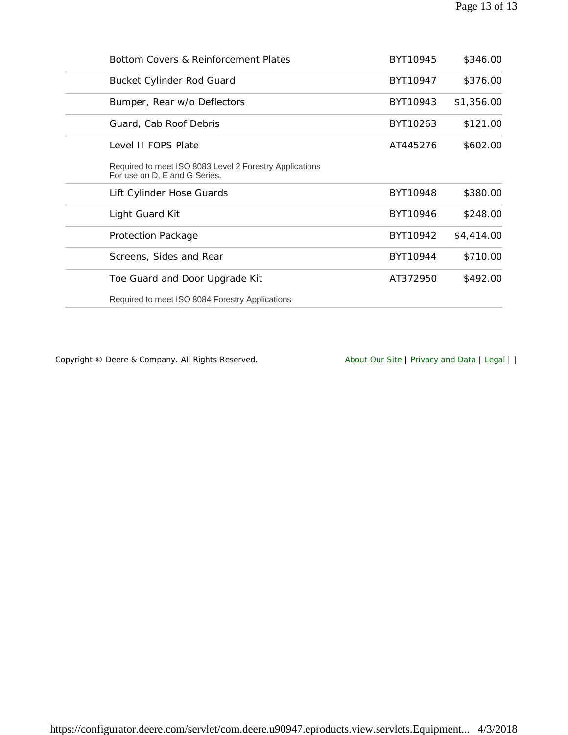| | | |
|---|---|---|
| Bottom Covers & Reinforcement Plates | BYT10945 | $346.00 |
| Bucket Cylinder Rod Guard | BYT10947 | $376.00 |
| Bumper, Rear w/o Deflectors | BYT10943 | $1,356.00 |
| Guard, Cab Roof Debris | BYT10263 | $121.00 |
| Level II FOPS Plate<br>Required to meet ISO 8083 Level 2 Forestry Applications<br>For use on D, E and G Series. | AT445276 | $602.00 |
| Lift Cylinder Hose Guards | BYT10948 | $380.00 |
| Light Guard Kit | BYT10946 | $248.00 |
| Protection Package | BYT10942 | $4,414.00 |
| Screens, Sides and Rear | BYT10944 | $710.00 |
| Toe Guard and Door Upgrade Kit<br>Required to meet ISO 8084 Forestry Applications | AT372950 | $492.00 |

Copyright © Deere & Company. All Rights Reserved.

About Our Site | Privacy and Data | Legal | |